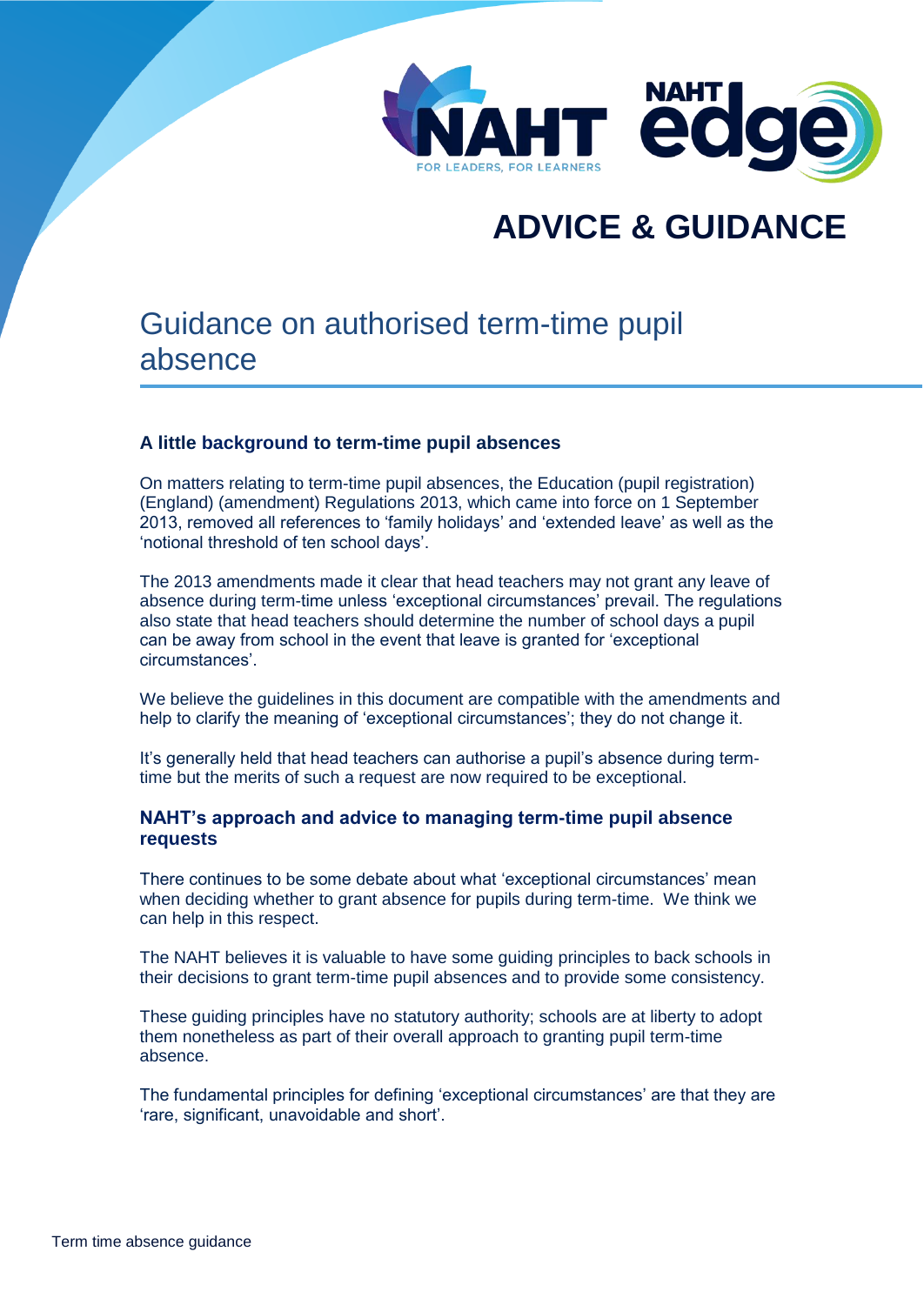# ADVICE & GUIDANCE

## Guidance on authorised term-time pupil absence

### A little background to term-time pupil absences

On matters relating to term-time pupil absences, the Education (pupil registration) (England) (amendment) Regulations 2013, which came into force on 1 September 2013, removed all references to 'family holidays' and 'extended leave' as well as the 'notional threshold of ten school days'.

The 2013 amendments made it clear that head teachers may not grant any leave of absence during term-time unless 'exceptional circumstances' prevail. The regulations also state that head teachers should determine the number of school days a pupil can be away from school in the event that leave is granted for 'exceptional circumstances'.

We believe the guidelines in this document are compatible with the amendments and help to clarify the meaning of 'exceptional circumstances'; they do not change it.

It's generally held that head teachers can authorise a pupil's absence during term-time but the merits of such a request are now required to be exceptional.

### NAHT's approach and advice to managing term-time pupil absence requests

There continues to be some debate about what 'exceptional circumstances' mean when deciding whether to grant absence for pupils during term-time. We think we can help in this respect.

The NAHT believes it is valuable to have some guiding principles to back schools in their decisions to grant term-time pupil absences and to provide some consistency.

These guiding principles have no statutory authority; schools are at liberty to adopt them nonetheless as part of their overall approach to granting pupil term-time absence.

The fundamental principles for defining 'exceptional circumstances' are that they are 'rare, significant, unavoidable and short'.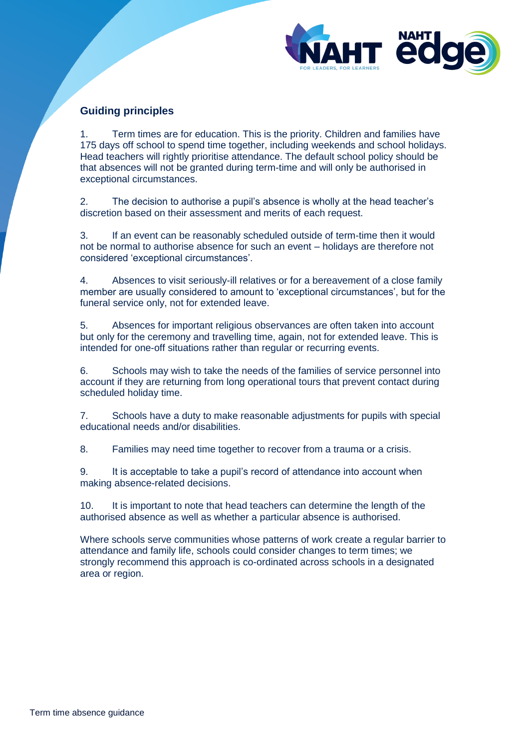## Guiding principles

1. Term times are for education. This is the priority. Children and families have 175 days off school to spend time together, including weekends and school holidays. Head teachers will rightly prioritise attendance. The default school policy should be that absences will not be granted during term-time and will only be authorised in exceptional circumstances.

2. The decision to authorise a pupil's absence is wholly at the head teacher's discretion based on their assessment and merits of each request.

3. If an event can be reasonably scheduled outside of term-time then it would not be normal to authorise absence for such an event – holidays are therefore not considered 'exceptional circumstances'.

4. Absences to visit seriously-ill relatives or for a bereavement of a close family member are usually considered to amount to 'exceptional circumstances', but for the funeral service only, not for extended leave.

5. Absences for important religious observances are often taken into account but only for the ceremony and travelling time, again, not for extended leave. This is intended for one-off situations rather than regular or recurring events.

6. Schools may wish to take the needs of the families of service personnel into account if they are returning from long operational tours that prevent contact during scheduled holiday time.

7. Schools have a duty to make reasonable adjustments for pupils with special educational needs and/or disabilities.

8. Families may need time together to recover from a trauma or a crisis.

9. It is acceptable to take a pupil's record of attendance into account when making absence-related decisions.

10. It is important to note that head teachers can determine the length of the authorised absence as well as whether a particular absence is authorised.

Where schools serve communities whose patterns of work create a regular barrier to attendance and family life, schools could consider changes to term times; we strongly recommend this approach is co-ordinated across schools in a designated area or region.